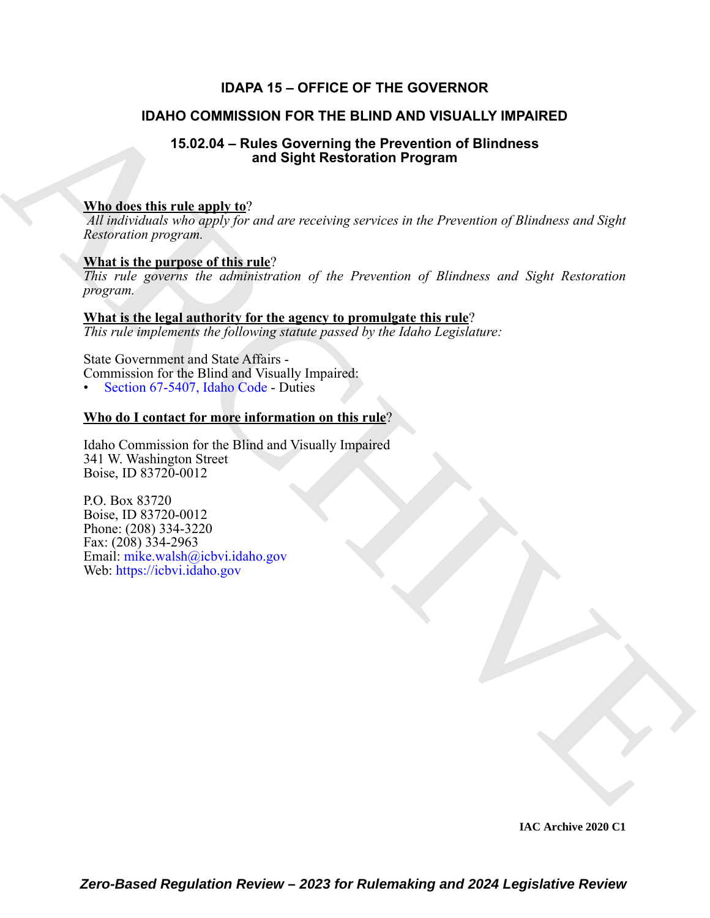# IDAPA 15 – OFFICE OF THE GOVERNOR

## IDAHO COMMISSION FOR THE BLIND AND VISUALLY IMPAIRED

### 15.02.04 – Rules Governing the Prevention of Blindness and Sight Restoration Program

**Who does this rule apply to**?
*All individuals who apply for and are receiving services in the Prevention of Blindness and Sight Restoration program.*

**What is the purpose of this rule**?
*This rule governs the administration of the Prevention of Blindness and Sight Restoration program.*

**What is the legal authority for the agency to promulgate this rule**?
*This rule implements the following statute passed by the Idaho Legislature:*

State Government and State Affairs -
Commission for the Blind and Visually Impaired:
- Section 67-5407, Idaho Code - Duties

**Who do I contact for more information on this rule**?

Idaho Commission for the Blind and Visually Impaired
341 W. Washington Street
Boise, ID 83720-0012

P.O. Box 83720
Boise, ID 83720-0012
Phone: (208) 334-3220
Fax: (208) 334-2963
Email: mike.walsh@icbvi.idaho.gov
Web: https://icbvi.idaho.gov

**IAC Archive 2020 C1**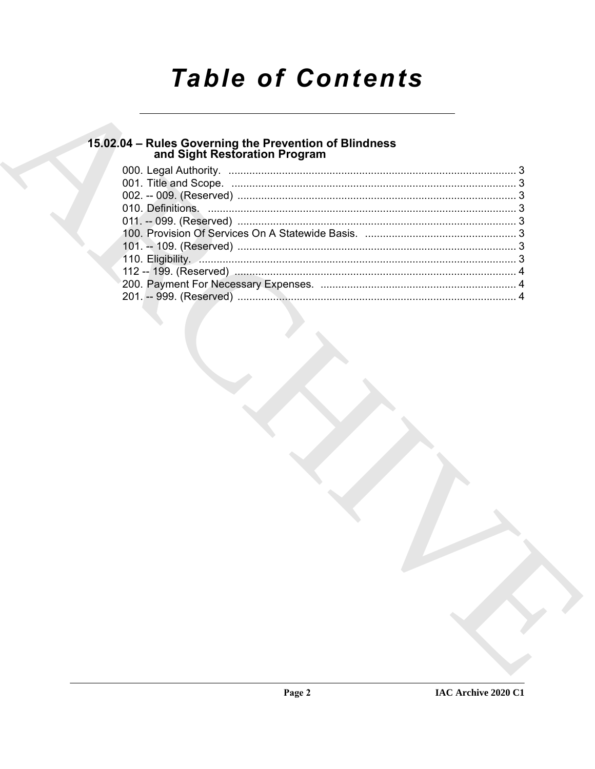# Table of Contents

## 15.02.04 – Rules Governing the Prevention of Blindness and Sight Restoration Program

000. Legal Authority. ........................................................................................ 3
001. Title and Scope. ........................................................................................ 3
002. -- 009. (Reserved) ........................................................................................ 3
010. Definitions. ........................................................................................ 3
011. -- 099. (Reserved) ........................................................................................ 3
100. Provision Of Services On A Statewide Basis. ........................................................ 3
101. -- 109. (Reserved) ........................................................................................ 3
110. Eligibility. ........................................................................................ 3
112 -- 199. (Reserved) ........................................................................................ 4
200. Payment For Necessary Expenses. ........................................................................ 4
201. -- 999. (Reserved) ........................................................................................ 4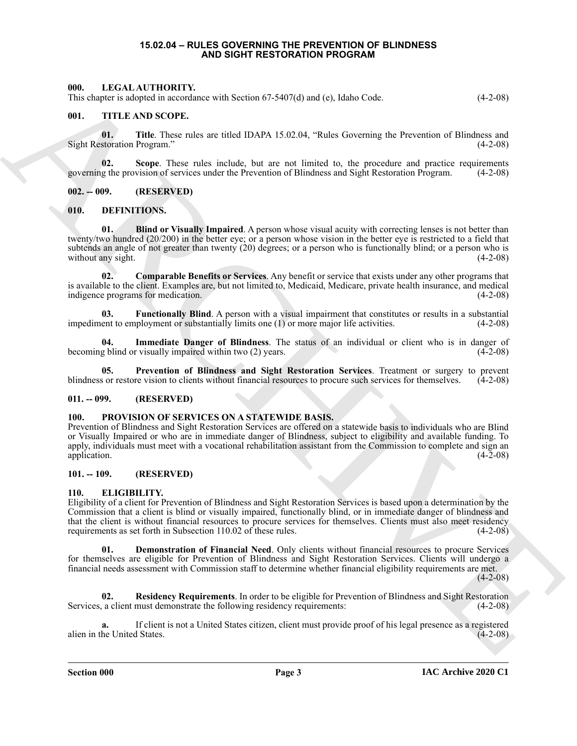# 15.02.04 – RULES GOVERNING THE PREVENTION OF BLINDNESS AND SIGHT RESTORATION PROGRAM

## 000. LEGAL AUTHORITY.

This chapter is adopted in accordance with Section 67-5407(d) and (e), Idaho Code. (4-2-08)

## 001. TITLE AND SCOPE.

**01. Title**. These rules are titled IDAPA 15.02.04, "Rules Governing the Prevention of Blindness and Sight Restoration Program." (4-2-08)

**02. Scope**. These rules include, but are not limited to, the procedure and practice requirements governing the provision of services under the Prevention of Blindness and Sight Restoration Program. (4-2-08)

## 002. -- 009. (RESERVED)

## 010. DEFINITIONS.

**01. Blind or Visually Impaired**. A person whose visual acuity with correcting lenses is not better than twenty/two hundred (20/200) in the better eye; or a person whose vision in the better eye is restricted to a field that subtends an angle of not greater than twenty (20) degrees; or a person who is functionally blind; or a person who is without any sight. (4-2-08)

**02. Comparable Benefits or Services**. Any benefit or service that exists under any other programs that is available to the client. Examples are, but not limited to, Medicaid, Medicare, private health insurance, and medical indigence programs for medication. (4-2-08)

**03. Functionally Blind**. A person with a visual impairment that constitutes or results in a substantial impediment to employment or substantially limits one (1) or more major life activities. (4-2-08)

**04. Immediate Danger of Blindness**. The status of an individual or client who is in danger of becoming blind or visually impaired within two (2) years. (4-2-08)

**05. Prevention of Blindness and Sight Restoration Services**. Treatment or surgery to prevent blindness or restore vision to clients without financial resources to procure such services for themselves. (4-2-08)

## 011. -- 099. (RESERVED)

## 100. PROVISION OF SERVICES ON A STATEWIDE BASIS.

Prevention of Blindness and Sight Restoration Services are offered on a statewide basis to individuals who are Blind or Visually Impaired or who are in immediate danger of Blindness, subject to eligibility and available funding. To apply, individuals must meet with a vocational rehabilitation assistant from the Commission to complete and sign an application. (4-2-08)

## 101. -- 109. (RESERVED)

## 110. ELIGIBILITY.

Eligibility of a client for Prevention of Blindness and Sight Restoration Services is based upon a determination by the Commission that a client is blind or visually impaired, functionally blind, or in immediate danger of blindness and that the client is without financial resources to procure services for themselves. Clients must also meet residency requirements as set forth in Subsection 110.02 of these rules. (4-2-08)

**01. Demonstration of Financial Need**. Only clients without financial resources to procure Services for themselves are eligible for Prevention of Blindness and Sight Restoration Services. Clients will undergo a financial needs assessment with Commission staff to determine whether financial eligibility requirements are met. (4-2-08)

**02. Residency Requirements**. In order to be eligible for Prevention of Blindness and Sight Restoration Services, a client must demonstrate the following residency requirements: (4-2-08)

**a.** If client is not a United States citizen, client must provide proof of his legal presence as a registered alien in the United States. (4-2-08)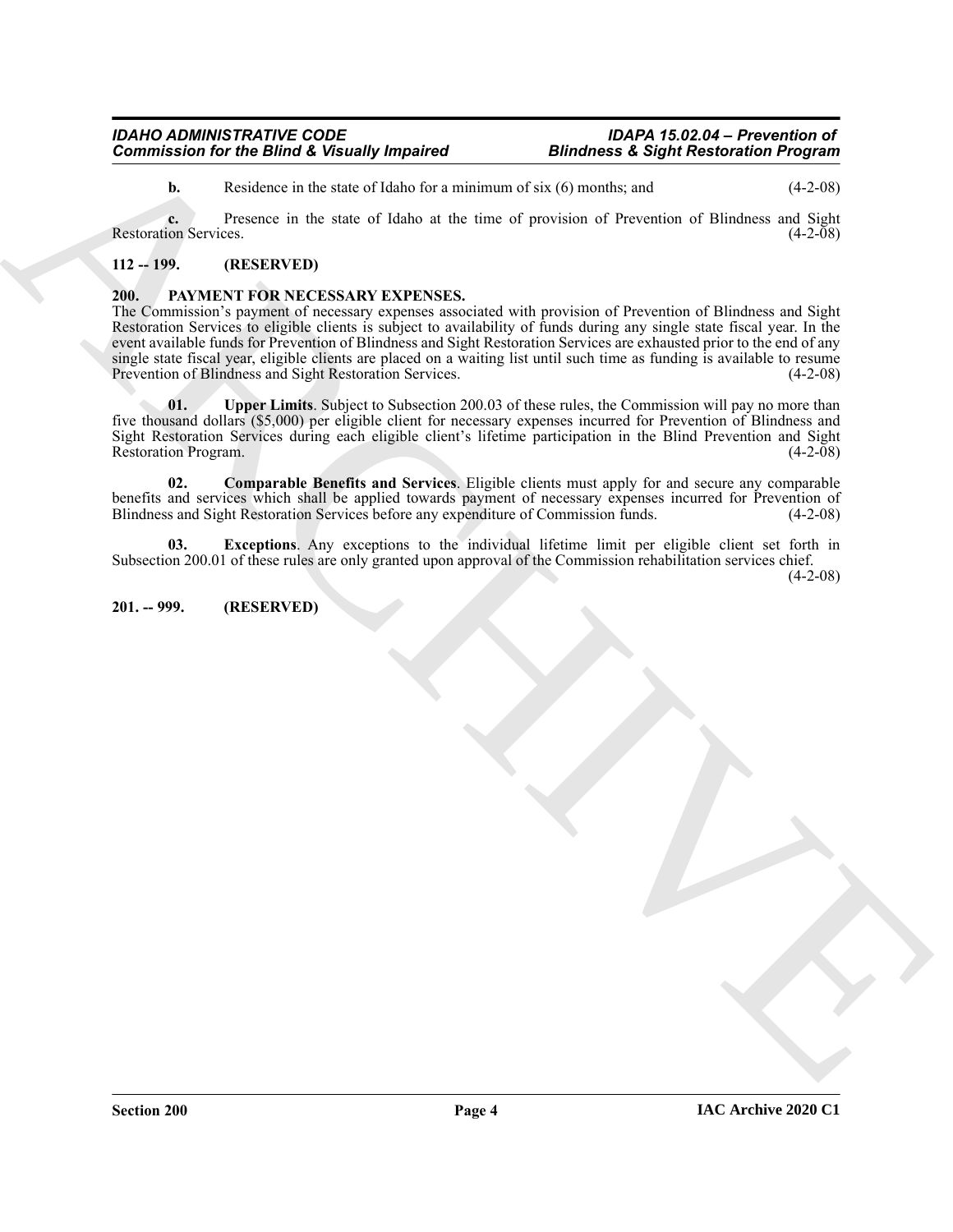**b.** Residence in the state of Idaho for a minimum of six (6) months; and (4-2-08)

**c.** Presence in the state of Idaho at the time of provision of Prevention of Blindness and Sight Restoration Services. (4-2-08)

**112 -- 199. (RESERVED)**

**200. PAYMENT FOR NECESSARY EXPENSES.**

The Commission's payment of necessary expenses associated with provision of Prevention of Blindness and Sight Restoration Services to eligible clients is subject to availability of funds during any single state fiscal year. In the event available funds for Prevention of Blindness and Sight Restoration Services are exhausted prior to the end of any single state fiscal year, eligible clients are placed on a waiting list until such time as funding is available to resume Prevention of Blindness and Sight Restoration Services. (4-2-08)

**01. Upper Limits**. Subject to Subsection 200.03 of these rules, the Commission will pay no more than five thousand dollars ($5,000) per eligible client for necessary expenses incurred for Prevention of Blindness and Sight Restoration Services during each eligible client's lifetime participation in the Blind Prevention and Sight Restoration Program. (4-2-08)

**02. Comparable Benefits and Services**. Eligible clients must apply for and secure any comparable benefits and services which shall be applied towards payment of necessary expenses incurred for Prevention of Blindness and Sight Restoration Services before any expenditure of Commission funds. (4-2-08)

**03. Exceptions**. Any exceptions to the individual lifetime limit per eligible client set forth in Subsection 200.01 of these rules are only granted upon approval of the Commission rehabilitation services chief. (4-2-08)

**201. -- 999. (RESERVED)**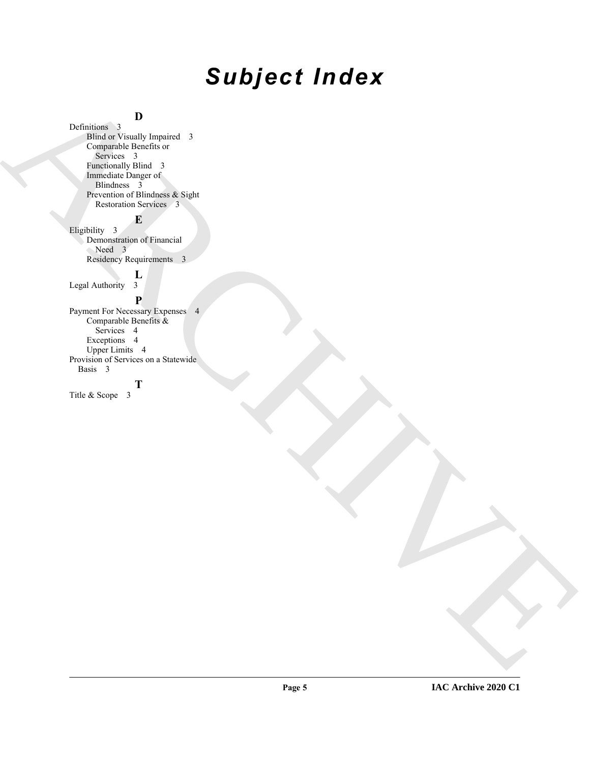# Subject Index

**D**

Definitions 3
- Blind or Visually Impaired 3
- Comparable Benefits or Services 3
- Functionally Blind 3
- Immediate Danger of Blindness 3
- Prevention of Blindness & Sight Restoration Services 3

**E**

Eligibility 3
- Demonstration of Financial Need 3
- Residency Requirements 3

**L**

Legal Authority 3

**P**

Payment For Necessary Expenses 4
- Comparable Benefits & Services 4
- Exceptions 4
- Upper Limits 4

Provision of Services on a Statewide Basis 3

**T**

Title & Scope 3